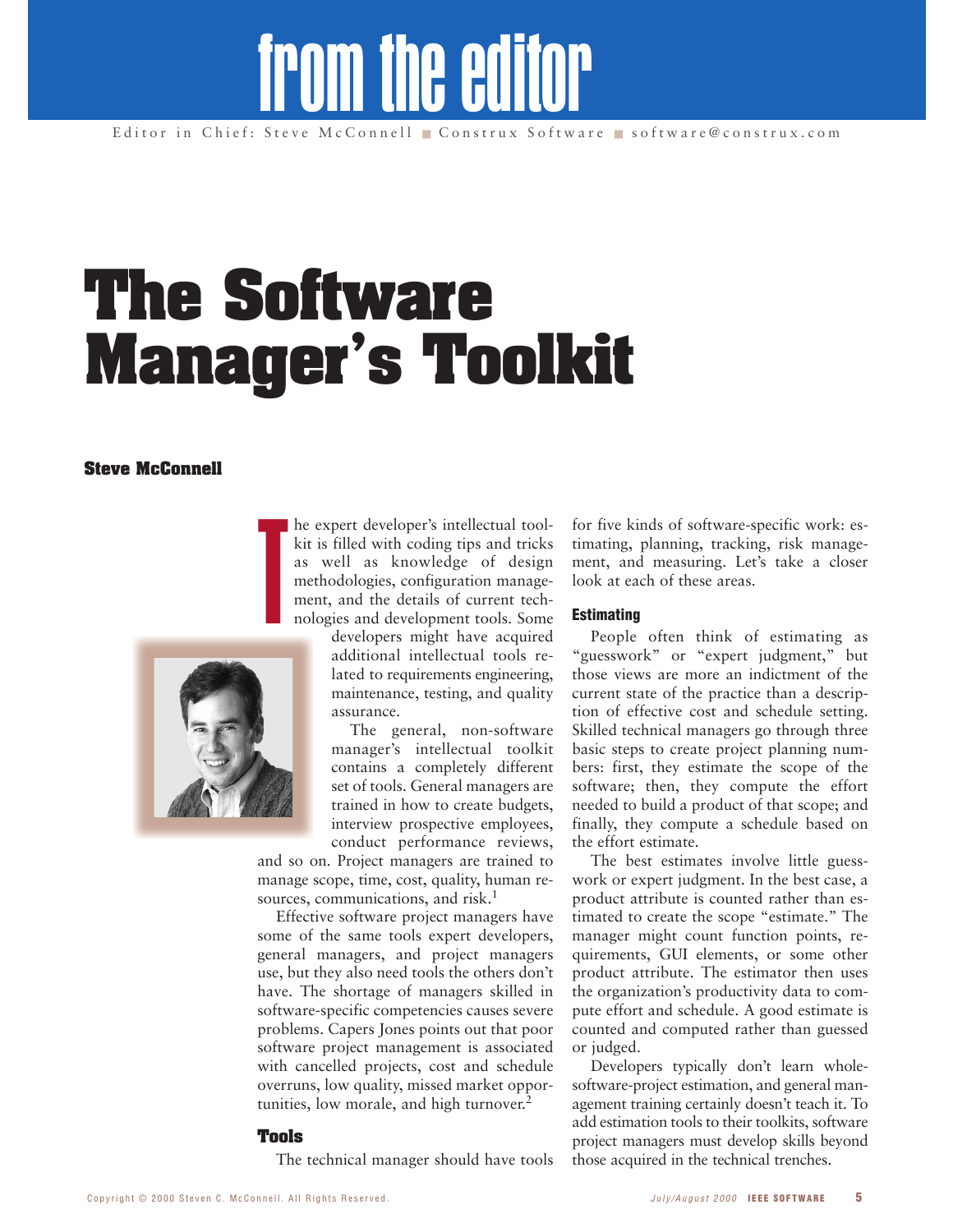# from the editor

Editor in Chief: Steve McConnell ■ Construx Software ■ software@construx.com

# The Software Manager's Toolkit

**Steve McConnell**

The expert developer's intellectual toolkit is filled with coding tips and tricks as well as knowledge of design methodologies, configuration management, and the details of current technologies and development tools. Some developers might have acquired additional intellectual tools related to requirements engineering, maintenance, testing, and quality assurance.

The general, non-software manager's intellectual toolkit contains a completely different set of tools. General managers are trained in how to create budgets, interview prospective employees, conduct performance reviews, and so on. Project managers are trained to manage scope, time, cost, quality, human resources, communications, and risk.[1]

Effective software project managers have some of the same tools expert developers, general managers, and project managers use, but they also need tools the others don't have. The shortage of managers skilled in software-specific competencies causes severe problems. Capers Jones points out that poor software project management is associated with cancelled projects, cost and schedule overruns, low quality, missed market opportunities, low morale, and high turnover.[2]

## Tools

The technical manager should have tools for five kinds of software-specific work: estimating, planning, tracking, risk management, and measuring. Let's take a closer look at each of these areas.

### Estimating

People often think of estimating as "guesswork" or "expert judgment," but those views are more an indictment of the current state of the practice than a description of effective cost and schedule setting. Skilled technical managers go through three basic steps to create project planning numbers: first, they estimate the scope of the software; then, they compute the effort needed to build a product of that scope; and finally, they compute a schedule based on the effort estimate.

The best estimates involve little guesswork or expert judgment. In the best case, a product attribute is counted rather than estimated to create the scope "estimate." The manager might count function points, requirements, GUI elements, or some other product attribute. The estimator then uses the organization's productivity data to compute effort and schedule. A good estimate is counted and computed rather than guessed or judged.

Developers typically don't learn whole-software-project estimation, and general management training certainly doesn't teach it. To add estimation tools to their toolkits, software project managers must develop skills beyond those acquired in the technical trenches.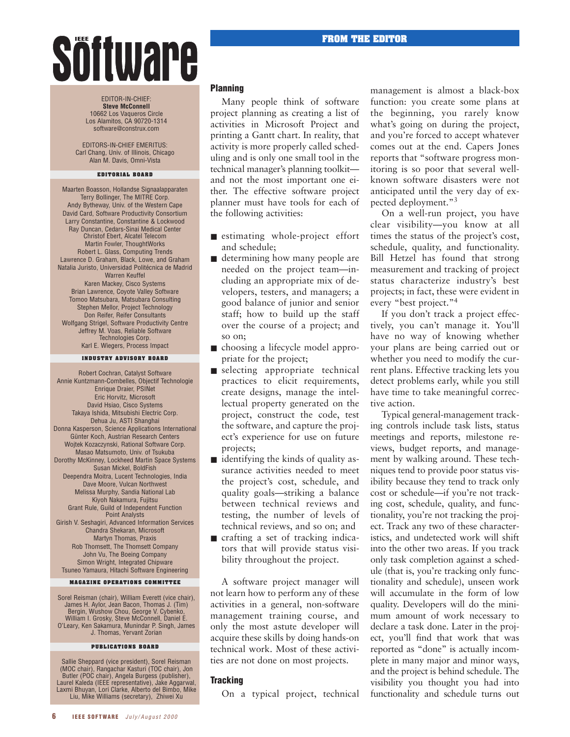## Planning

Many people think of software project planning as creating a list of activities in Microsoft Project and printing a Gantt chart. In reality, that activity is more properly called scheduling and is only one small tool in the technical manager's planning toolkit—and not the most important one either. The effective software project planner must have tools for each of the following activities:

- estimating whole-project effort and schedule;
- determining how many people are needed on the project team—including an appropriate mix of developers, testers, and managers; a good balance of junior and senior staff; how to build up the staff over the course of a project; and so on;
- choosing a lifecycle model appropriate for the project;
- selecting appropriate technical practices to elicit requirements, create designs, manage the intellectual property generated on the project, construct the code, test the software, and capture the project's experience for use on future projects;
- identifying the kinds of quality assurance activities needed to meet the project's cost, schedule, and quality goals—striking a balance between technical reviews and testing, the number of levels of technical reviews, and so on; and
- crafting a set of tracking indicators that will provide status visibility throughout the project.

A software project manager will not learn how to perform any of these activities in a general, non-software management training course, and only the most astute developer will acquire these skills by doing hands-on technical work. Most of these activities are not done on most projects.

## Tracking

On a typical project, technical management is almost a black-box function: you create some plans at the beginning, you rarely know what's going on during the project, and you're forced to accept whatever comes out at the end. Capers Jones reports that "software progress monitoring is so poor that several well-known software disasters were not anticipated until the very day of expected deployment."[3]

On a well-run project, you have clear visibility—you know at all times the status of the project's cost, schedule, quality, and functionality. Bill Hetzel has found that strong measurement and tracking of project status characterize industry's best projects; in fact, these were evident in every "best project."[4]

If you don't track a project effectively, you can't manage it. You'll have no way of knowing whether your plans are being carried out or whether you need to modify the current plans. Effective tracking lets you detect problems early, while you still have time to take meaningful corrective action.

Typical general-management tracking controls include task lists, status meetings and reports, milestone reviews, budget reports, and management by walking around. These techniques tend to provide poor status visibility because they tend to track only cost or schedule—if you're not tracking cost, schedule, quality, and functionality, you're not tracking the project. Track any two of these characteristics, and undetected work will shift into the other two areas. If you track only task completion against a schedule (that is, you're tracking only functionality and schedule), unseen work will accumulate in the form of low quality. Developers will do the minimum amount of work necessary to declare a task done. Later in the project, you'll find that work that was reported as "done" is actually incomplete in many major and minor ways, and the project is behind schedule. The visibility you thought you had into functionality and schedule turns out

---

**EDITOR-IN-CHIEF:**
**Steve McConnell**
10662 Los Vaqueros Circle
Los Alamitos, CA 90720-1314
software@construx.com

EDITORS-IN-CHIEF EMERITUS:
Carl Chang, Univ. of Illinois, Chicago
Alan M. Davis, Omni-Vista

**EDITORIAL BOARD**

Maarten Boasson, Hollandse Signaalapparaten
Terry Bollinger, The MITRE Corp.
Andy Bytheway, Univ. of the Western Cape
David Card, Software Productivity Consortium
Larry Constantine, Constantine & Lockwood
Ray Duncan, Cedars-Sinai Medical Center
Christof Ebert, Alcatel Telecom
Martin Fowler, ThoughtWorks
Robert L. Glass, Computing Trends
Lawrence D. Graham, Black, Lowe, and Graham
Natalia Juristo, Universidad Politécnica de Madrid
Warren Keuffel
Karen Mackey, Cisco Systems
Brian Lawrence, Coyote Valley Software
Tomoo Matsubara, Matsubara Consulting
Stephen Mellor, Project Technology
Don Reifer, Reifer Consultants
Wolfgang Strigel, Software Productivity Centre
Jeffrey M. Voas, Reliable Software Technologies Corp.
Karl E. Wiegers, Process Impact

**INDUSTRY ADVISORY BOARD**

Robert Cochran, Catalyst Software
Annie Kuntzmann-Combelles, Objectif Technologie
Enrique Draier, PSINet
Eric Horvitz, Microsoft
David Hsiao, Cisco Systems
Takaya Ishida, Mitsubishi Electric Corp.
Dehua Ju, ASTI Shanghai
Donna Kasperson, Science Applications International
Günter Koch, Austrian Research Centers
Wojtek Kozaczynski, Rational Software Corp.
Masao Matsumoto, Univ. of Tsukuba
Dorothy McKinney, Lockheed Martin Space Systems
Susan Mickel, BoldFish
Deependra Moitra, Lucent Technologies, India
Dave Moore, Vulcan Northwest
Melissa Murphy, Sandia National Lab
Kiyoh Nakamura, Fujitsu
Grant Rule, Guild of Independent Function Point Analysts
Girish V. Seshagiri, Advanced Information Services
Chandra Shekaran, Microsoft
Martyn Thomas, Praxis
Rob Thomsett, The Thomsett Company
John Vu, The Boeing Company
Simon Wright, Integrated Chipware
Tsuneo Yamaura, Hitachi Software Engineering

**MAGAZINE OPERATIONS COMMITTEE**

Sorel Reisman (chair), William Everett (vice chair), James H. Aylor, Jean Bacon, Thomas J. (Tim) Bergin, Wushow Chou, George V. Cybenko, William I. Grosky, Steve McConnell, Daniel E. O'Leary, Ken Sakamura, Munindar P. Singh, James J. Thomas, Yervant Zorian

**PUBLICATIONS BOARD**

Sallie Sheppard (vice president), Sorel Reisman (MOC chair), Rangachar Kasturi (TOC chair), Jon Butler (POC chair), Angela Burgess (publisher), Laurel Kaleda (IEEE representative), Jake Aggarwal, Laxmi Bhuyan, Lori Clarke, Alberto del Bimbo, Mike Liu, Mike Williams (secretary), Zhiwei Xu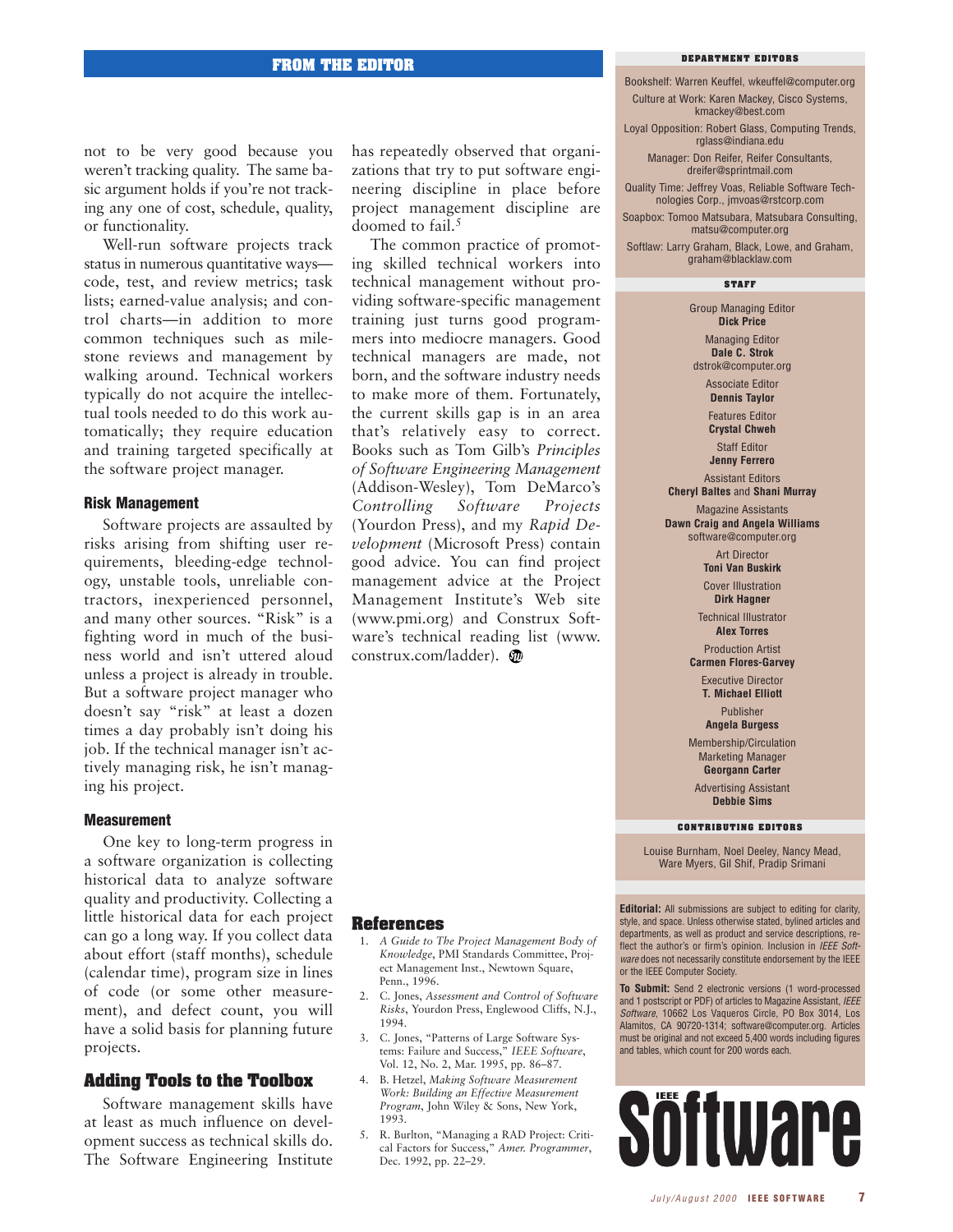not to be very good because you weren't tracking quality. The same basic argument holds if you're not tracking any one of cost, schedule, quality, or functionality.

Well-run software projects track status in numerous quantitative ways—code, test, and review metrics; task lists; earned-value analysis; and control charts—in addition to more common techniques such as milestone reviews and management by walking around. Technical workers typically do not acquire the intellectual tools needed to do this work automatically; they require education and training targeted specifically at the software project manager.

### Risk Management

Software projects are assaulted by risks arising from shifting user requirements, bleeding-edge technology, unstable tools, unreliable contractors, inexperienced personnel, and many other sources. "Risk" is a fighting word in much of the business world and isn't uttered aloud unless a project is already in trouble. But a software project manager who doesn't say "risk" at least a dozen times a day probably isn't doing his job. If the technical manager isn't actively managing risk, he isn't managing his project.

### Measurement

One key to long-term progress in a software organization is collecting historical data to analyze software quality and productivity. Collecting a little historical data for each project can go a long way. If you collect data about effort (staff months), schedule (calendar time), program size in lines of code (or some other measurement), and defect count, you will have a solid basis for planning future projects.

## Adding Tools to the Toolbox

Software management skills have at least as much influence on development success as technical skills do. The Software Engineering Institute has repeatedly observed that organizations that try to put software engineering discipline in place before project management discipline are doomed to fail.[5]

The common practice of promoting skilled technical workers into technical management without providing software-specific management training just turns good programmers into mediocre managers. Good technical managers are made, not born, and the software industry needs to make more of them. Fortunately, the current skills gap is in an area that's relatively easy to correct. Books such as Tom Gilb's *Principles of Software Engineering Management* (Addison-Wesley), Tom DeMarco's *Controlling Software Projects* (Yourdon Press), and my *Rapid Development* (Microsoft Press) contain good advice. You can find project management advice at the Project Management Institute's Web site (www.pmi.org) and Construx Software's technical reading list (www.construx.com/ladder).

## References

1. *A Guide to The Project Management Body of Knowledge*, PMI Standards Committee, Project Management Inst., Newtown Square, Penn., 1996.
2. C. Jones, *Assessment and Control of Software Risks*, Yourdon Press, Englewood Cliffs, N.J., 1994.
3. C. Jones, "Patterns of Large Software Systems: Failure and Success," *IEEE Software*, Vol. 12, No. 2, Mar. 1995, pp. 86–87.
4. B. Hetzel, *Making Software Measurement Work: Building an Effective Measurement Program*, John Wiley & Sons, New York, 1993.
5. R. Burlton, "Managing a RAD Project: Critical Factors for Success," *Amer. Programmer*, Dec. 1992, pp. 22–29.

---

**DEPARTMENT EDITORS**

Bookshelf: Warren Keuffel, wkeuffel@computer.org

Culture at Work: Karen Mackey, Cisco Systems, kmackey@best.com

Loyal Opposition: Robert Glass, Computing Trends, rglass@indiana.edu

Manager: Don Reifer, Reifer Consultants, dreifer@sprintmail.com

Quality Time: Jeffrey Voas, Reliable Software Technologies Corp., jmvoas@rstcorp.com

Soapbox: Tomoo Matsubara, Matsubara Consulting, matsu@computer.org

Softlaw: Larry Graham, Black, Lowe, and Graham, graham@blacklaw.com

**STAFF**

Group Managing Editor
**Dick Price**

Managing Editor
**Dale C. Strok**
dstrok@computer.org

Associate Editor
**Dennis Taylor**

Features Editor
**Crystal Chweh**

Staff Editor
**Jenny Ferrero**

Assistant Editors
**Cheryl Baltes** and **Shani Murray**

Magazine Assistants
**Dawn Craig and Angela Williams**
software@computer.org

Art Director
**Toni Van Buskirk**

Cover Illustration
**Dirk Hagner**

Technical Illustrator
**Alex Torres**

Production Artist
**Carmen Flores-Garvey**

Executive Director
**T. Michael Elliott**

Publisher
**Angela Burgess**

Membership/Circulation Marketing Manager
**Georgann Carter**

Advertising Assistant
**Debbie Sims**

**CONTRIBUTING EDITORS**

Louise Burnham, Noel Deeley, Nancy Mead, Ware Myers, Gil Shif, Pradip Srimani

**Editorial:** All submissions are subject to editing for clarity, style, and space. Unless otherwise stated, bylined articles and departments, as well as product and service descriptions, reflect the author's or firm's opinion. Inclusion in *IEEE Software* does not necessarily constitute endorsement by the IEEE or the IEEE Computer Society.

**To Submit:** Send 2 electronic versions (1 word-processed and 1 postscript or PDF) of articles to Magazine Assistant, *IEEE Software*, 10662 Los Vaqueros Circle, PO Box 3014, Los Alamitos, CA 90720-1314; software@computer.org. Articles must be original and not exceed 5,400 words including figures and tables, which count for 200 words each.

IEEE Software